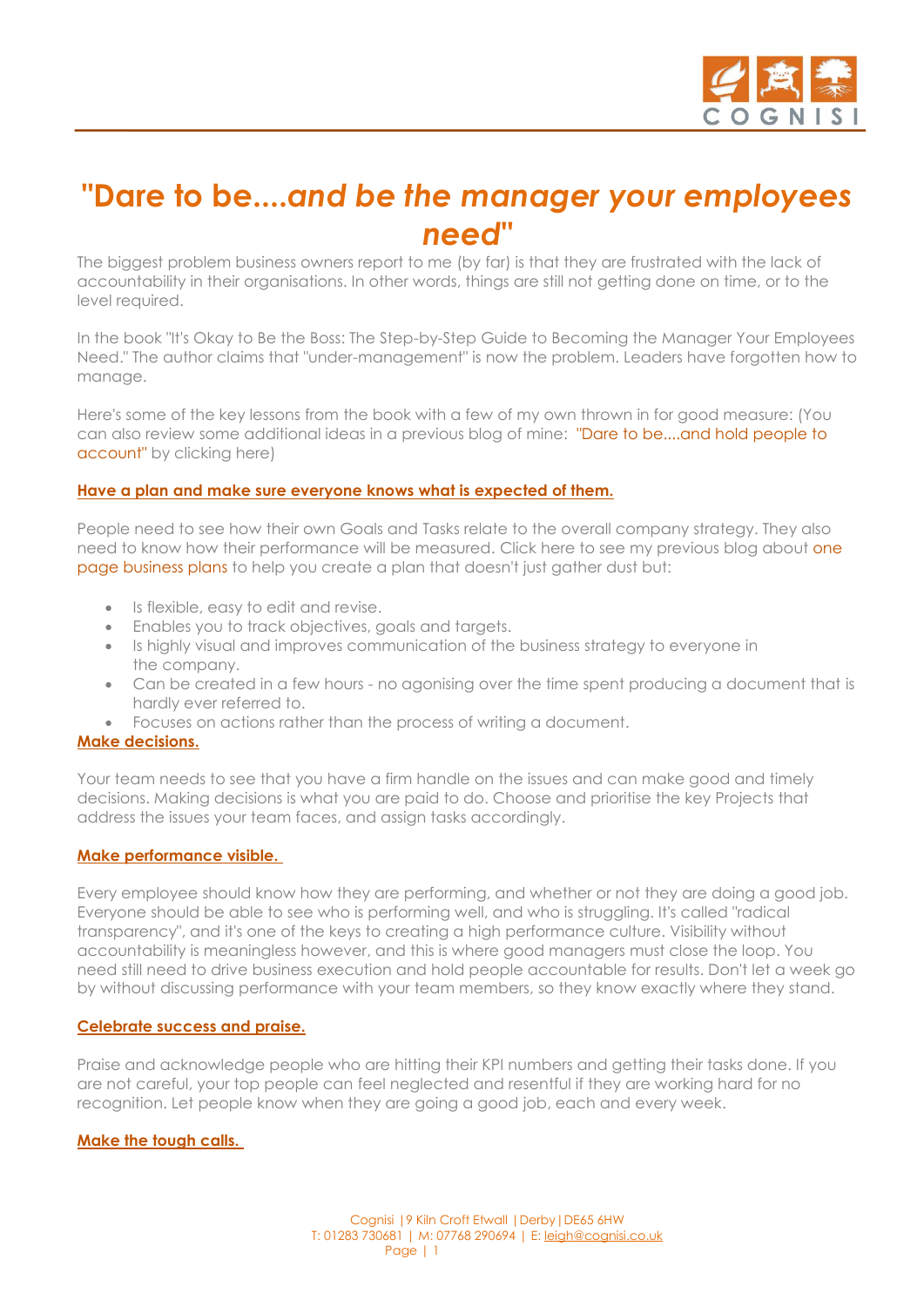# "Dare to be....*and be the manager your employees need*"

The biggest problem business owners report to me (by far) is that they are frustrated with the lack of accountability in their organisations. In other words, things are still not getting done on time, or to the level required.

In the book "It's Okay to Be the Boss: The Step-by-Step Guide to Becoming the Manager Your Employees Need." The author claims that "under-management" is now the problem. Leaders have forgotten how to manage.

Here's some of the key lessons from the book with a few of my own thrown in for good measure: (You can also review some additional ideas in a previous blog of mine: "Dare to be....and hold people to account" by clicking here)

**Have a plan and make sure everyone knows what is expected of them.**

People need to see how their own Goals and Tasks relate to the overall company strategy. They also need to know how their performance will be measured. Click here to see my previous blog about one page business plans to help you create a plan that doesn't just gather dust but:

- Is flexible, easy to edit and revise.
- Enables you to track objectives, goals and targets.
- Is highly visual and improves communication of the business strategy to everyone in the company.
- Can be created in a few hours - no agonising over the time spent producing a document that is hardly ever referred to.
- Focuses on actions rather than the process of writing a document.

**Make decisions.**

Your team needs to see that you have a firm handle on the issues and can make good and timely decisions. Making decisions is what you are paid to do. Choose and prioritise the key Projects that address the issues your team faces, and assign tasks accordingly.

**Make performance visible.**

Every employee should know how they are performing, and whether or not they are doing a good job. Everyone should be able to see who is performing well, and who is struggling. It's called "radical transparency", and it's one of the keys to creating a high performance culture. Visibility without accountability is meaningless however, and this is where good managers must close the loop. You need still need to drive business execution and hold people accountable for results. Don't let a week go by without discussing performance with your team members, so they know exactly where they stand.

**Celebrate success and praise.**

Praise and acknowledge people who are hitting their KPI numbers and getting their tasks done. If you are not careful, your top people can feel neglected and resentful if they are working hard for no recognition. Let people know when they are going a good job, each and every week.

**Make the tough calls.**

Cognisi | 9 Kiln Croft Etwall | Derby | DE65 6HW
T: 01283 730681 | M: 07768 290694 | E: leigh@cognisi.co.uk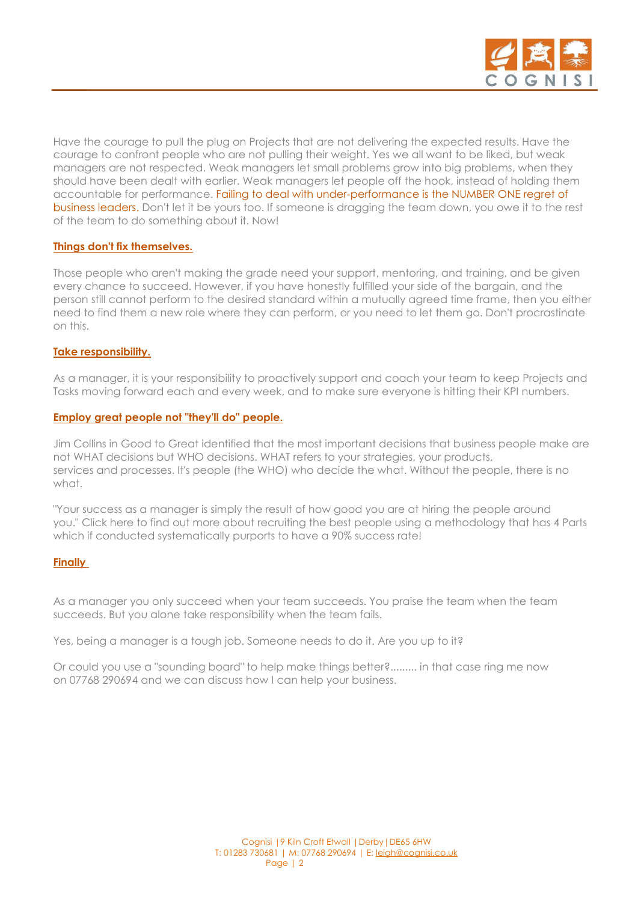Have the courage to pull the plug on Projects that are not delivering the expected results. Have the courage to confront people who are not pulling their weight. Yes we all want to be liked, but weak managers are not respected. Weak managers let small problems grow into big problems, when they should have been dealt with earlier. Weak managers let people off the hook, instead of holding them accountable for performance. Failing to deal with under-performance is the NUMBER ONE regret of business leaders. Don't let it be yours too. If someone is dragging the team down, you owe it to the rest of the team to do something about it. Now!

**Things don't fix themselves.**

Those people who aren't making the grade need your support, mentoring, and training, and be given every chance to succeed. However, if you have honestly fulfilled your side of the bargain, and the person still cannot perform to the desired standard within a mutually agreed time frame, then you either need to find them a new role where they can perform, or you need to let them go. Don't procrastinate on this.

**Take responsibility.**

As a manager, it is your responsibility to proactively support and coach your team to keep Projects and Tasks moving forward each and every week, and to make sure everyone is hitting their KPI numbers.

**Employ great people not "they'll do" people.**

Jim Collins in Good to Great identified that the most important decisions that business people make are not WHAT decisions but WHO decisions. WHAT refers to your strategies, your products, services and processes. It's people (the WHO) who decide the what. Without the people, there is no what.

"Your success as a manager is simply the result of how good you are at hiring the people around you." Click here to find out more about recruiting the best people using a methodology that has 4 Parts which if conducted systematically purports to have a 90% success rate!

**Finally**

As a manager you only succeed when your team succeeds. You praise the team when the team succeeds. But you alone take responsibility when the team fails.

Yes, being a manager is a tough job. Someone needs to do it. Are you up to it?

Or could you use a "sounding board" to help make things better?......... in that case ring me now on 07768 290694 and we can discuss how I can help your business.

Cognisi | 9 Kiln Croft Etwall | Derby | DE65 6HW
T: 01283 730681 | M: 07768 290694 | E: leigh@cognisi.co.uk